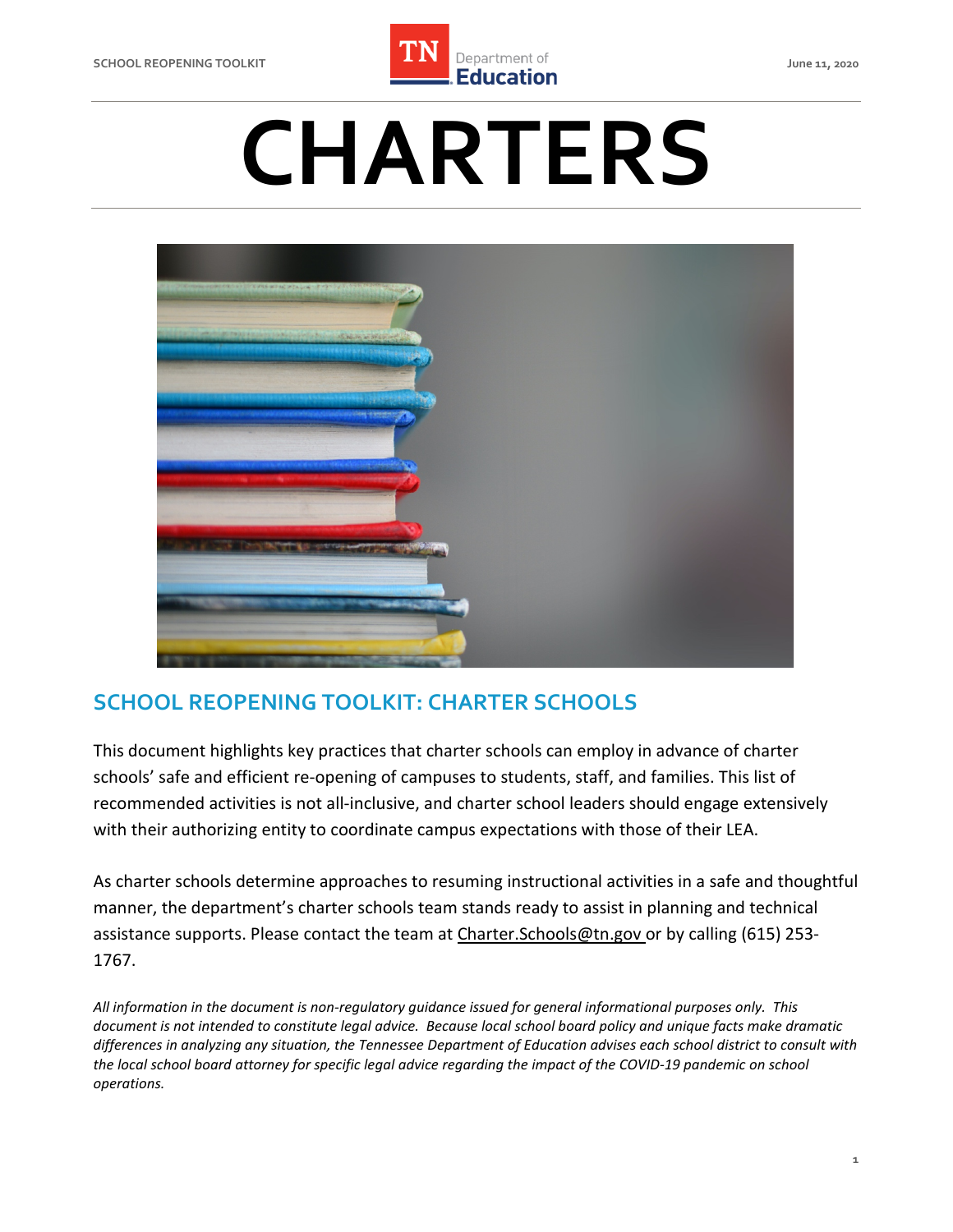# CHARTERS

## SCHOOL REOPENING TOOLKIT: CHARTER SCHOOLS

This document highlights key practices that charter schools can employ in advance of charter schools' safe and efficient re-opening of campuses to students, staff, and families. This list of recommended activities is not all-inclusive, and charter school leaders should engage extensively with their authorizing entity to coordinate campus expectations with those of their LEA.

As charter schools determine approaches to resuming instructional activities in a safe and thoughtful manner, the department's charter schools team stands ready to assist in planning and technical assistance supports. Please contact the team at Charter.Schools@tn.gov or by calling (615) 253-1767.

*All information in the document is non-regulatory guidance issued for general informational purposes only. This document is not intended to constitute legal advice. Because local school board policy and unique facts make dramatic differences in analyzing any situation, the Tennessee Department of Education advises each school district to consult with the local school board attorney for specific legal advice regarding the impact of the COVID-19 pandemic on school operations.*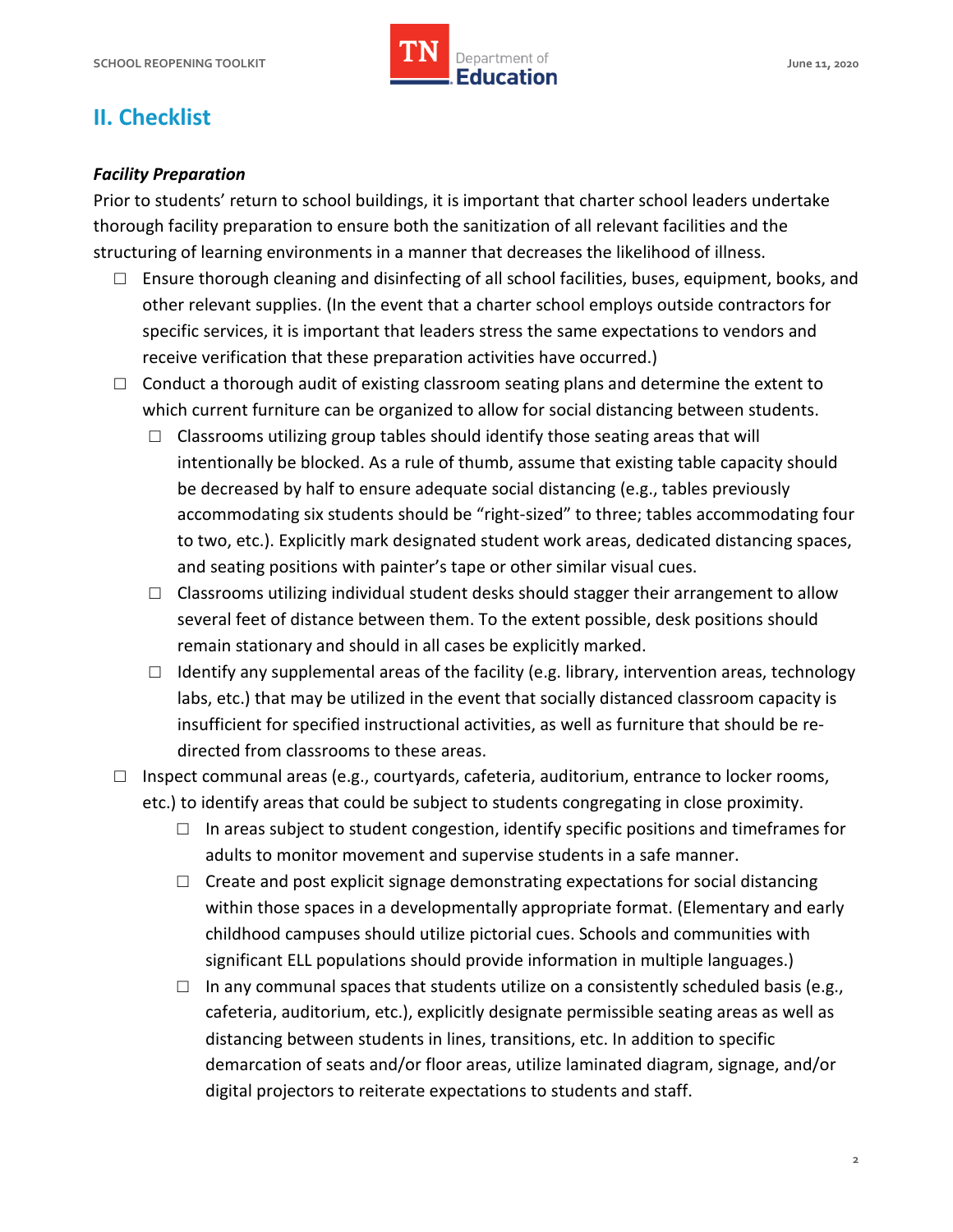## II. Checklist

***Facility Preparation***

Prior to students' return to school buildings, it is important that charter school leaders undertake thorough facility preparation to ensure both the sanitization of all relevant facilities and the structuring of learning environments in a manner that decreases the likelihood of illness.

- ☐ Ensure thorough cleaning and disinfecting of all school facilities, buses, equipment, books, and other relevant supplies. (In the event that a charter school employs outside contractors for specific services, it is important that leaders stress the same expectations to vendors and receive verification that these preparation activities have occurred.)
- ☐ Conduct a thorough audit of existing classroom seating plans and determine the extent to which current furniture can be organized to allow for social distancing between students.
  - ☐ Classrooms utilizing group tables should identify those seating areas that will intentionally be blocked. As a rule of thumb, assume that existing table capacity should be decreased by half to ensure adequate social distancing (e.g., tables previously accommodating six students should be "right-sized" to three; tables accommodating four to two, etc.). Explicitly mark designated student work areas, dedicated distancing spaces, and seating positions with painter's tape or other similar visual cues.
  - ☐ Classrooms utilizing individual student desks should stagger their arrangement to allow several feet of distance between them. To the extent possible, desk positions should remain stationary and should in all cases be explicitly marked.
  - ☐ Identify any supplemental areas of the facility (e.g. library, intervention areas, technology labs, etc.) that may be utilized in the event that socially distanced classroom capacity is insufficient for specified instructional activities, as well as furniture that should be re-directed from classrooms to these areas.
- ☐ Inspect communal areas (e.g., courtyards, cafeteria, auditorium, entrance to locker rooms, etc.) to identify areas that could be subject to students congregating in close proximity.
  - ☐ In areas subject to student congestion, identify specific positions and timeframes for adults to monitor movement and supervise students in a safe manner.
  - ☐ Create and post explicit signage demonstrating expectations for social distancing within those spaces in a developmentally appropriate format. (Elementary and early childhood campuses should utilize pictorial cues. Schools and communities with significant ELL populations should provide information in multiple languages.)
  - ☐ In any communal spaces that students utilize on a consistently scheduled basis (e.g., cafeteria, auditorium, etc.), explicitly designate permissible seating areas as well as distancing between students in lines, transitions, etc. In addition to specific demarcation of seats and/or floor areas, utilize laminated diagram, signage, and/or digital projectors to reiterate expectations to students and staff.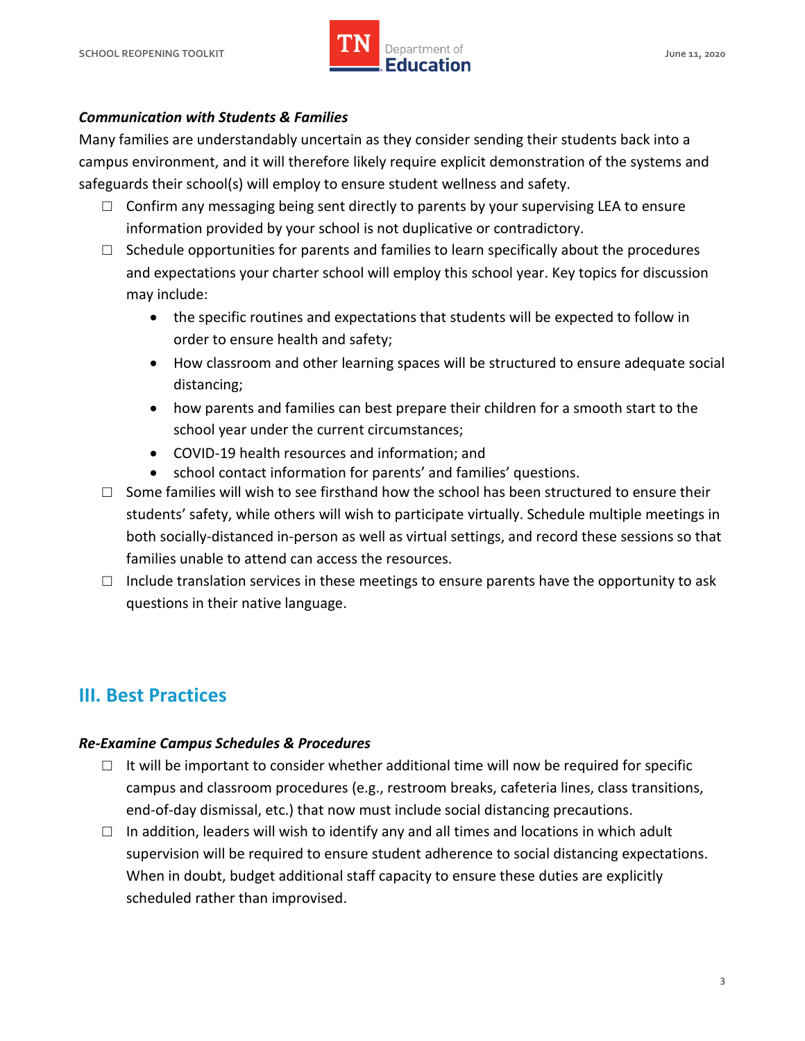***Communication with Students & Families***

Many families are understandably uncertain as they consider sending their students back into a campus environment, and it will therefore likely require explicit demonstration of the systems and safeguards their school(s) will employ to ensure student wellness and safety.

- ☐ Confirm any messaging being sent directly to parents by your supervising LEA to ensure information provided by your school is not duplicative or contradictory.
- ☐ Schedule opportunities for parents and families to learn specifically about the procedures and expectations your charter school will employ this school year. Key topics for discussion may include:
  - the specific routines and expectations that students will be expected to follow in order to ensure health and safety;
  - How classroom and other learning spaces will be structured to ensure adequate social distancing;
  - how parents and families can best prepare their children for a smooth start to the school year under the current circumstances;
  - COVID-19 health resources and information; and
  - school contact information for parents' and families' questions.
- ☐ Some families will wish to see firsthand how the school has been structured to ensure their students' safety, while others will wish to participate virtually. Schedule multiple meetings in both socially-distanced in-person as well as virtual settings, and record these sessions so that families unable to attend can access the resources.
- ☐ Include translation services in these meetings to ensure parents have the opportunity to ask questions in their native language.

## III. Best Practices

***Re-Examine Campus Schedules & Procedures***

- ☐ It will be important to consider whether additional time will now be required for specific campus and classroom procedures (e.g., restroom breaks, cafeteria lines, class transitions, end-of-day dismissal, etc.) that now must include social distancing precautions.
- ☐ In addition, leaders will wish to identify any and all times and locations in which adult supervision will be required to ensure student adherence to social distancing expectations. When in doubt, budget additional staff capacity to ensure these duties are explicitly scheduled rather than improvised.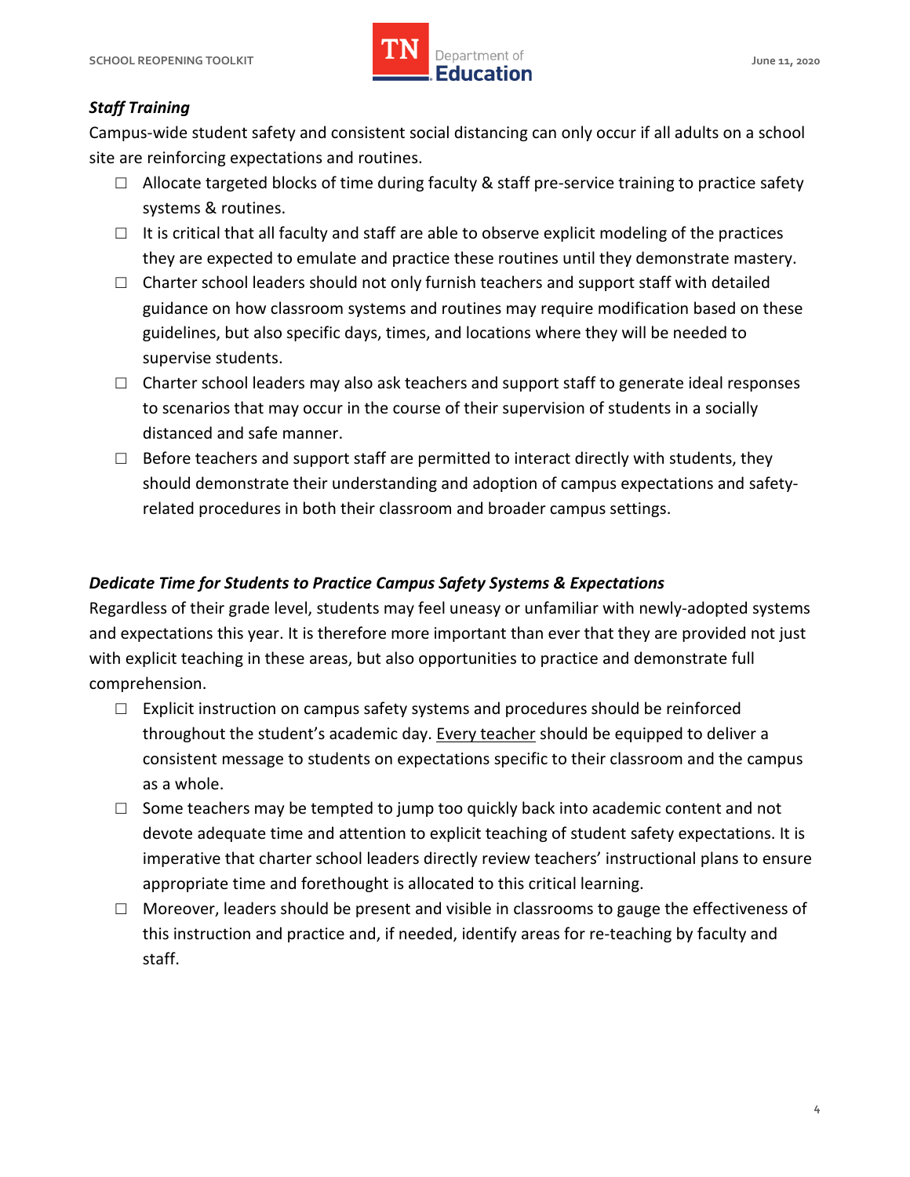### *Staff Training*

Campus-wide student safety and consistent social distancing can only occur if all adults on a school site are reinforcing expectations and routines.

- ☐ Allocate targeted blocks of time during faculty & staff pre-service training to practice safety systems & routines.
- ☐ It is critical that all faculty and staff are able to observe explicit modeling of the practices they are expected to emulate and practice these routines until they demonstrate mastery.
- ☐ Charter school leaders should not only furnish teachers and support staff with detailed guidance on how classroom systems and routines may require modification based on these guidelines, but also specific days, times, and locations where they will be needed to supervise students.
- ☐ Charter school leaders may also ask teachers and support staff to generate ideal responses to scenarios that may occur in the course of their supervision of students in a socially distanced and safe manner.
- ☐ Before teachers and support staff are permitted to interact directly with students, they should demonstrate their understanding and adoption of campus expectations and safety-related procedures in both their classroom and broader campus settings.

### *Dedicate Time for Students to Practice Campus Safety Systems & Expectations*

Regardless of their grade level, students may feel uneasy or unfamiliar with newly-adopted systems and expectations this year. It is therefore more important than ever that they are provided not just with explicit teaching in these areas, but also opportunities to practice and demonstrate full comprehension.

- ☐ Explicit instruction on campus safety systems and procedures should be reinforced throughout the student's academic day. <u>Every teacher</u> should be equipped to deliver a consistent message to students on expectations specific to their classroom and the campus as a whole.
- ☐ Some teachers may be tempted to jump too quickly back into academic content and not devote adequate time and attention to explicit teaching of student safety expectations. It is imperative that charter school leaders directly review teachers' instructional plans to ensure appropriate time and forethought is allocated to this critical learning.
- ☐ Moreover, leaders should be present and visible in classrooms to gauge the effectiveness of this instruction and practice and, if needed, identify areas for re-teaching by faculty and staff.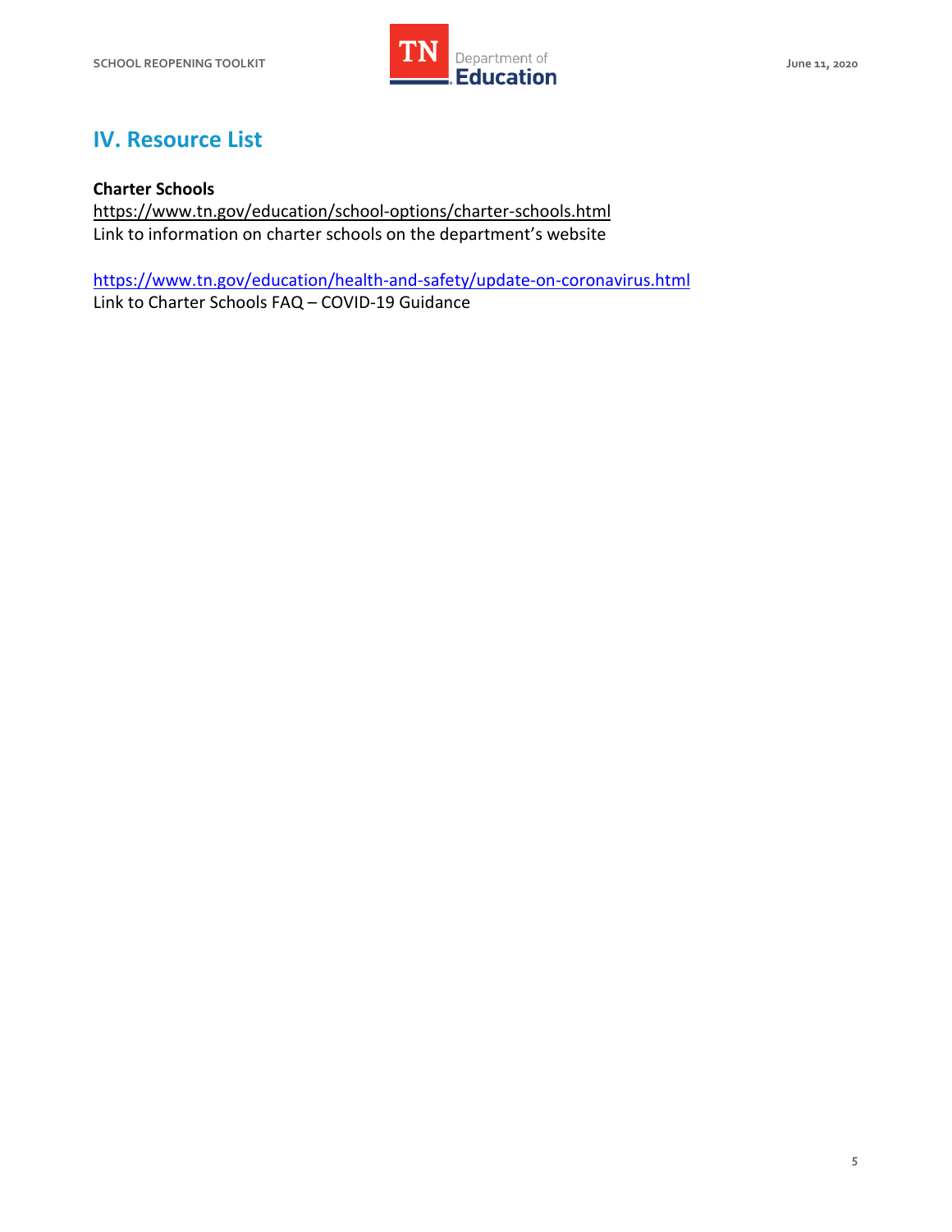## IV. Resource List

**Charter Schools**
https://www.tn.gov/education/school-options/charter-schools.html
Link to information on charter schools on the department's website

https://www.tn.gov/education/health-and-safety/update-on-coronavirus.html
Link to Charter Schools FAQ – COVID-19 Guidance